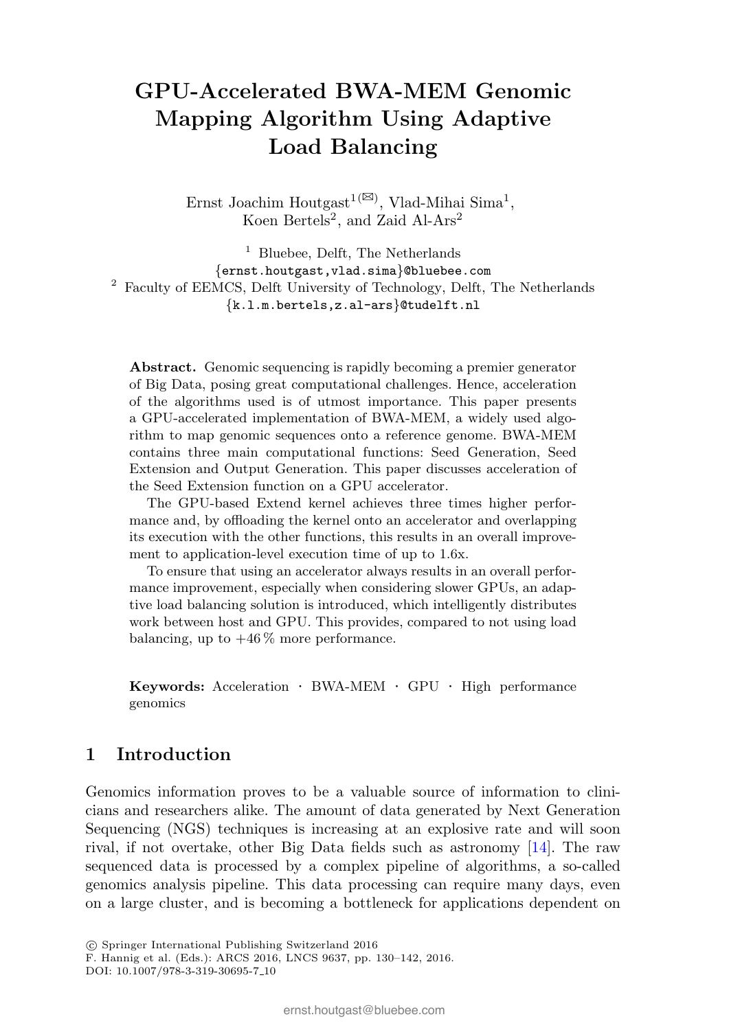# GPU-Accelerated BWA-MEM Genomic Mapping Algorithm Using Adaptive Load Balancing

Ernst Joachim Houtgast[1(✉)], Vlad-Mihai Sima[1], Koen Bertels[2], and Zaid Al-Ars[2]

[1] Bluebee, Delft, The Netherlands
{ernst.houtgast,vlad.sima}@bluebee.com

[2] Faculty of EEMCS, Delft University of Technology, Delft, The Netherlands
{k.l.m.bertels,z.al-ars}@tudelft.nl

**Abstract.** Genomic sequencing is rapidly becoming a premier generator of Big Data, posing great computational challenges. Hence, acceleration of the algorithms used is of utmost importance. This paper presents a GPU-accelerated implementation of BWA-MEM, a widely used algorithm to map genomic sequences onto a reference genome. BWA-MEM contains three main computational functions: Seed Generation, Seed Extension and Output Generation. This paper discusses acceleration of the Seed Extension function on a GPU accelerator.

The GPU-based Extend kernel achieves three times higher performance and, by offloading the kernel onto an accelerator and overlapping its execution with the other functions, this results in an overall improvement to application-level execution time of up to 1.6x.

To ensure that using an accelerator always results in an overall performance improvement, especially when considering slower GPUs, an adaptive load balancing solution is introduced, which intelligently distributes work between host and GPU. This provides, compared to not using load balancing, up to +46 % more performance.

**Keywords:** Acceleration · BWA-MEM · GPU · High performance genomics

## 1 Introduction

Genomics information proves to be a valuable source of information to clinicians and researchers alike. The amount of data generated by Next Generation Sequencing (NGS) techniques is increasing at an explosive rate and will soon rival, if not overtake, other Big Data fields such as astronomy [14]. The raw sequenced data is processed by a complex pipeline of algorithms, a so-called genomics analysis pipeline. This data processing can require many days, even on a large cluster, and is becoming a bottleneck for applications dependent on

© Springer International Publishing Switzerland 2016
F. Hannig et al. (Eds.): ARCS 2016, LNCS 9637, pp. 130–142, 2016.
DOI: 10.1007/978-3-319-30695-7_10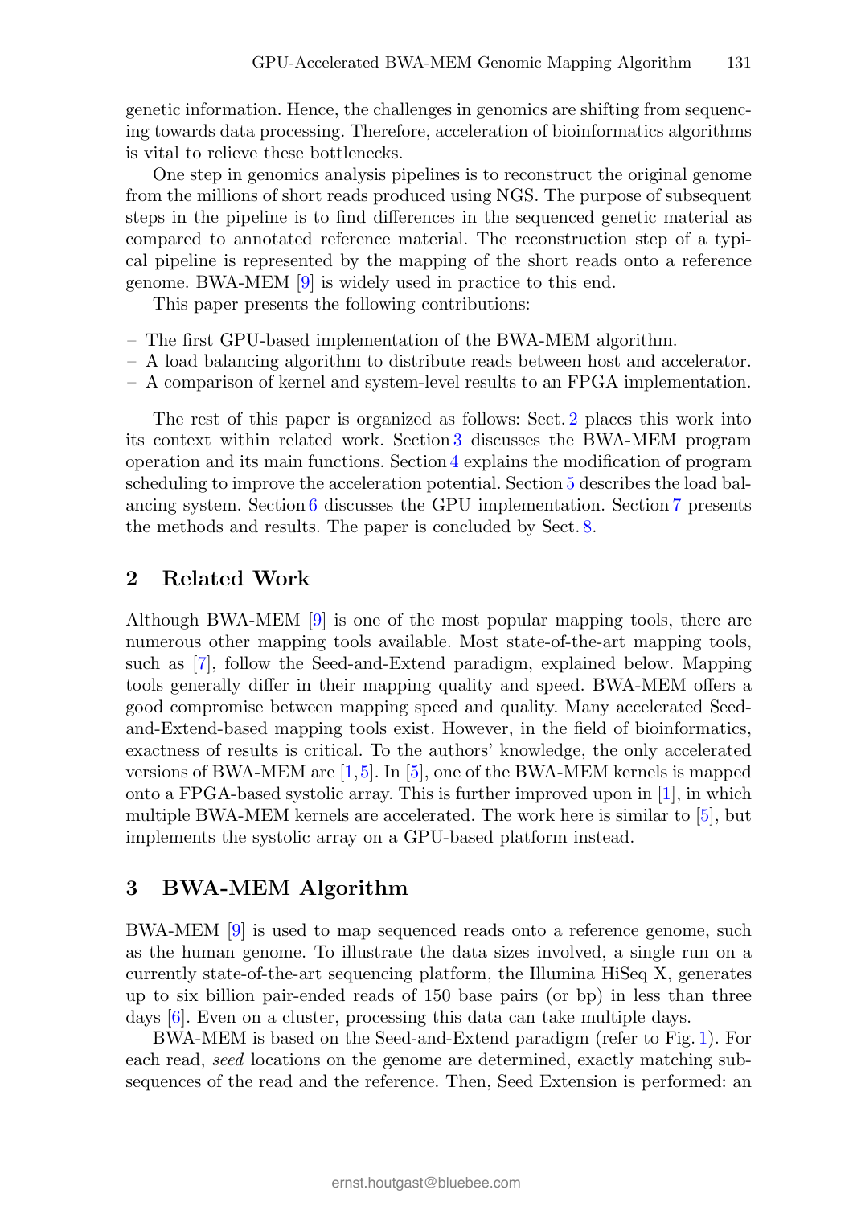genetic information. Hence, the challenges in genomics are shifting from sequencing towards data processing. Therefore, acceleration of bioinformatics algorithms is vital to relieve these bottlenecks.

One step in genomics analysis pipelines is to reconstruct the original genome from the millions of short reads produced using NGS. The purpose of subsequent steps in the pipeline is to find differences in the sequenced genetic material as compared to annotated reference material. The reconstruction step of a typical pipeline is represented by the mapping of the short reads onto a reference genome. BWA-MEM [9] is widely used in practice to this end.

This paper presents the following contributions:

- The first GPU-based implementation of the BWA-MEM algorithm.
- A load balancing algorithm to distribute reads between host and accelerator.
- A comparison of kernel and system-level results to an FPGA implementation.

The rest of this paper is organized as follows: Sect. 2 places this work into its context within related work. Section 3 discusses the BWA-MEM program operation and its main functions. Section 4 explains the modification of program scheduling to improve the acceleration potential. Section 5 describes the load balancing system. Section 6 discusses the GPU implementation. Section 7 presents the methods and results. The paper is concluded by Sect. 8.

## 2 Related Work

Although BWA-MEM [9] is one of the most popular mapping tools, there are numerous other mapping tools available. Most state-of-the-art mapping tools, such as [7], follow the Seed-and-Extend paradigm, explained below. Mapping tools generally differ in their mapping quality and speed. BWA-MEM offers a good compromise between mapping speed and quality. Many accelerated Seed-and-Extend-based mapping tools exist. However, in the field of bioinformatics, exactness of results is critical. To the authors' knowledge, the only accelerated versions of BWA-MEM are [1,5]. In [5], one of the BWA-MEM kernels is mapped onto a FPGA-based systolic array. This is further improved upon in [1], in which multiple BWA-MEM kernels are accelerated. The work here is similar to [5], but implements the systolic array on a GPU-based platform instead.

## 3 BWA-MEM Algorithm

BWA-MEM [9] is used to map sequenced reads onto a reference genome, such as the human genome. To illustrate the data sizes involved, a single run on a currently state-of-the-art sequencing platform, the Illumina HiSeq X, generates up to six billion pair-ended reads of 150 base pairs (or bp) in less than three days [6]. Even on a cluster, processing this data can take multiple days.

BWA-MEM is based on the Seed-and-Extend paradigm (refer to Fig. 1). For each read, *seed* locations on the genome are determined, exactly matching subsequences of the read and the reference. Then, Seed Extension is performed: an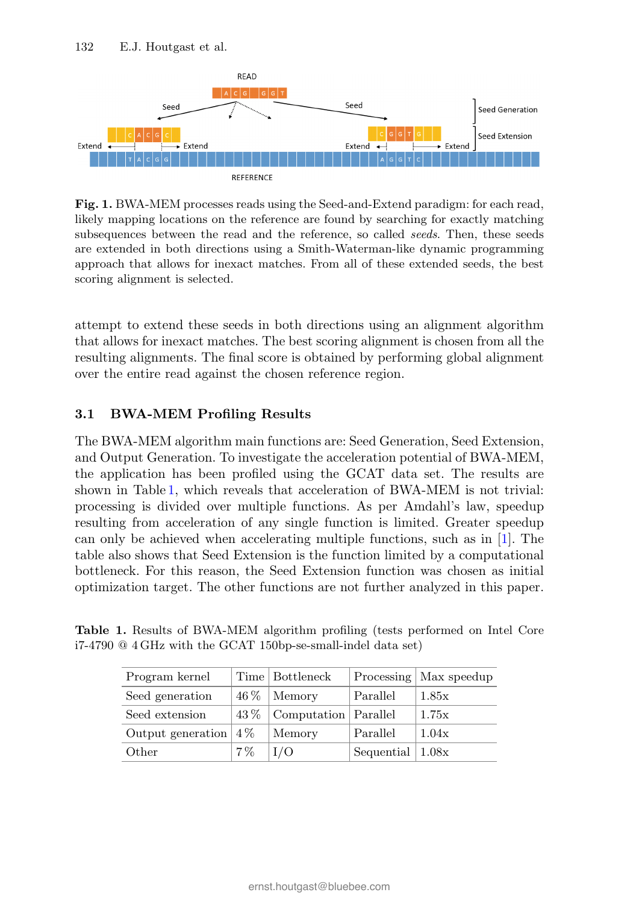Fig. 1. BWA-MEM processes reads using the Seed-and-Extend paradigm: for each read, likely mapping locations on the reference are found by searching for exactly matching subsequences between the read and the reference, so called *seeds*. Then, these seeds are extended in both directions using a Smith-Waterman-like dynamic programming approach that allows for inexact matches. From all of these extended seeds, the best scoring alignment is selected.

attempt to extend these seeds in both directions using an alignment algorithm that allows for inexact matches. The best scoring alignment is chosen from all the resulting alignments. The final score is obtained by performing global alignment over the entire read against the chosen reference region.

### 3.1 BWA-MEM Profiling Results

The BWA-MEM algorithm main functions are: Seed Generation, Seed Extension, and Output Generation. To investigate the acceleration potential of BWA-MEM, the application has been profiled using the GCAT data set. The results are shown in Table 1, which reveals that acceleration of BWA-MEM is not trivial: processing is divided over multiple functions. As per Amdahl's law, speedup resulting from acceleration of any single function is limited. Greater speedup can only be achieved when accelerating multiple functions, such as in [1]. The table also shows that Seed Extension is the function limited by a computational bottleneck. For this reason, the Seed Extension function was chosen as initial optimization target. The other functions are not further analyzed in this paper.

**Table 1.** Results of BWA-MEM algorithm profiling (tests performed on Intel Core i7-4790 @ 4 GHz with the GCAT 150bp-se-small-indel data set)

| Program kernel | Time | Bottleneck | Processing | Max speedup |
|---|---|---|---|---|
| Seed generation | 46 % | Memory | Parallel | 1.85x |
| Seed extension | 43 % | Computation | Parallel | 1.75x |
| Output generation | 4 % | Memory | Parallel | 1.04x |
| Other | 7 % | I/O | Sequential | 1.08x |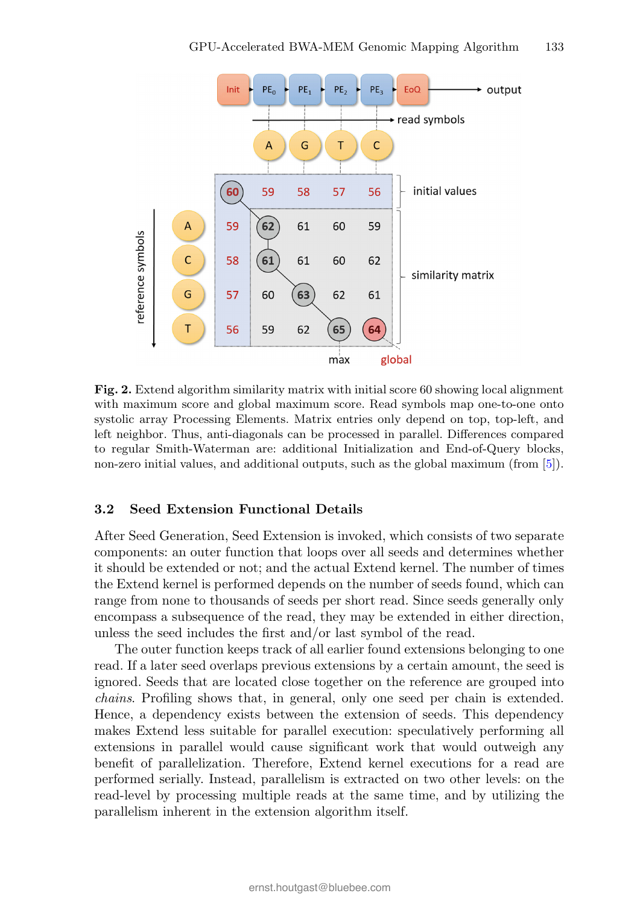**Fig. 2.** Extend algorithm similarity matrix with initial score 60 showing local alignment with maximum score and global maximum score. Read symbols map one-to-one onto systolic array Processing Elements. Matrix entries only depend on top, top-left, and left neighbor. Thus, anti-diagonals can be processed in parallel. Differences compared to regular Smith-Waterman are: additional Initialization and End-of-Query blocks, non-zero initial values, and additional outputs, such as the global maximum (from [5]).

### 3.2 Seed Extension Functional Details

After Seed Generation, Seed Extension is invoked, which consists of two separate components: an outer function that loops over all seeds and determines whether it should be extended or not; and the actual Extend kernel. The number of times the Extend kernel is performed depends on the number of seeds found, which can range from none to thousands of seeds per short read. Since seeds generally only encompass a subsequence of the read, they may be extended in either direction, unless the seed includes the first and/or last symbol of the read.

The outer function keeps track of all earlier found extensions belonging to one read. If a later seed overlaps previous extensions by a certain amount, the seed is ignored. Seeds that are located close together on the reference are grouped into *chains*. Profiling shows that, in general, only one seed per chain is extended. Hence, a dependency exists between the extension of seeds. This dependency makes Extend less suitable for parallel execution: speculatively performing all extensions in parallel would cause significant work that would outweigh any benefit of parallelization. Therefore, Extend kernel executions for a read are performed serially. Instead, parallelism is extracted on two other levels: on the read-level by processing multiple reads at the same time, and by utilizing the parallelism inherent in the extension algorithm itself.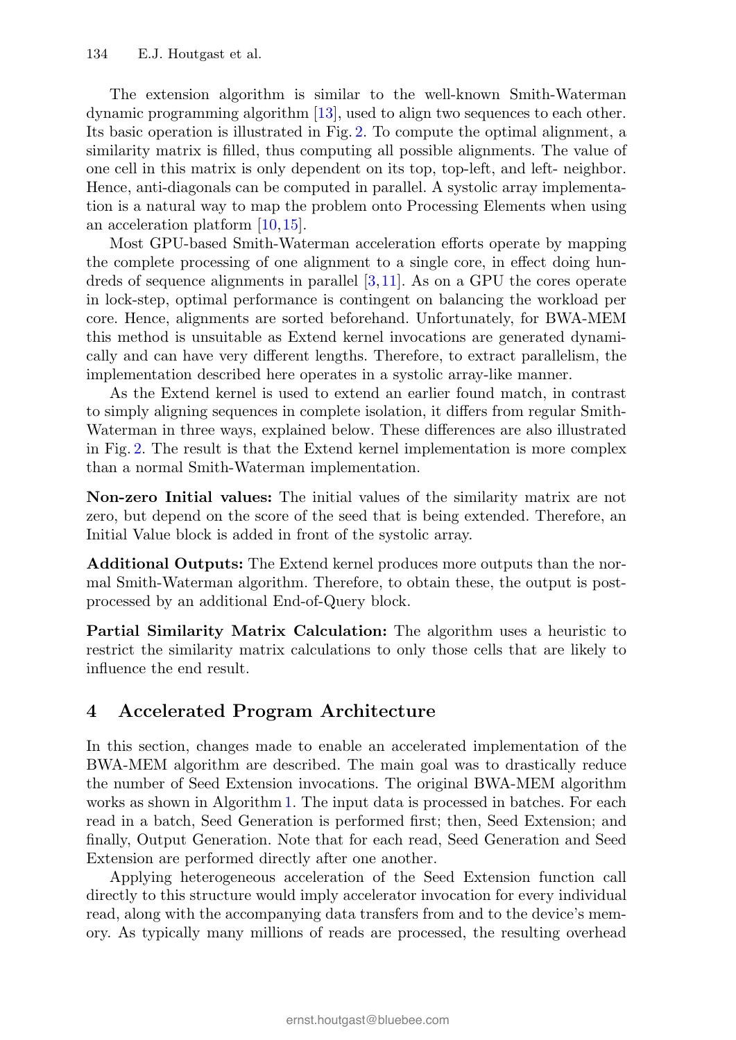The extension algorithm is similar to the well-known Smith-Waterman dynamic programming algorithm [13], used to align two sequences to each other. Its basic operation is illustrated in Fig. 2. To compute the optimal alignment, a similarity matrix is filled, thus computing all possible alignments. The value of one cell in this matrix is only dependent on its top, top-left, and left- neighbor. Hence, anti-diagonals can be computed in parallel. A systolic array implementation is a natural way to map the problem onto Processing Elements when using an acceleration platform [10,15].

Most GPU-based Smith-Waterman acceleration efforts operate by mapping the complete processing of one alignment to a single core, in effect doing hundreds of sequence alignments in parallel [3,11]. As on a GPU the cores operate in lock-step, optimal performance is contingent on balancing the workload per core. Hence, alignments are sorted beforehand. Unfortunately, for BWA-MEM this method is unsuitable as Extend kernel invocations are generated dynamically and can have very different lengths. Therefore, to extract parallelism, the implementation described here operates in a systolic array-like manner.

As the Extend kernel is used to extend an earlier found match, in contrast to simply aligning sequences in complete isolation, it differs from regular Smith-Waterman in three ways, explained below. These differences are also illustrated in Fig. 2. The result is that the Extend kernel implementation is more complex than a normal Smith-Waterman implementation.

**Non-zero Initial values:** The initial values of the similarity matrix are not zero, but depend on the score of the seed that is being extended. Therefore, an Initial Value block is added in front of the systolic array.

**Additional Outputs:** The Extend kernel produces more outputs than the normal Smith-Waterman algorithm. Therefore, to obtain these, the output is post-processed by an additional End-of-Query block.

**Partial Similarity Matrix Calculation:** The algorithm uses a heuristic to restrict the similarity matrix calculations to only those cells that are likely to influence the end result.

## 4 Accelerated Program Architecture

In this section, changes made to enable an accelerated implementation of the BWA-MEM algorithm are described. The main goal was to drastically reduce the number of Seed Extension invocations. The original BWA-MEM algorithm works as shown in Algorithm 1. The input data is processed in batches. For each read in a batch, Seed Generation is performed first; then, Seed Extension; and finally, Output Generation. Note that for each read, Seed Generation and Seed Extension are performed directly after one another.

Applying heterogeneous acceleration of the Seed Extension function call directly to this structure would imply accelerator invocation for every individual read, along with the accompanying data transfers from and to the device's memory. As typically many millions of reads are processed, the resulting overhead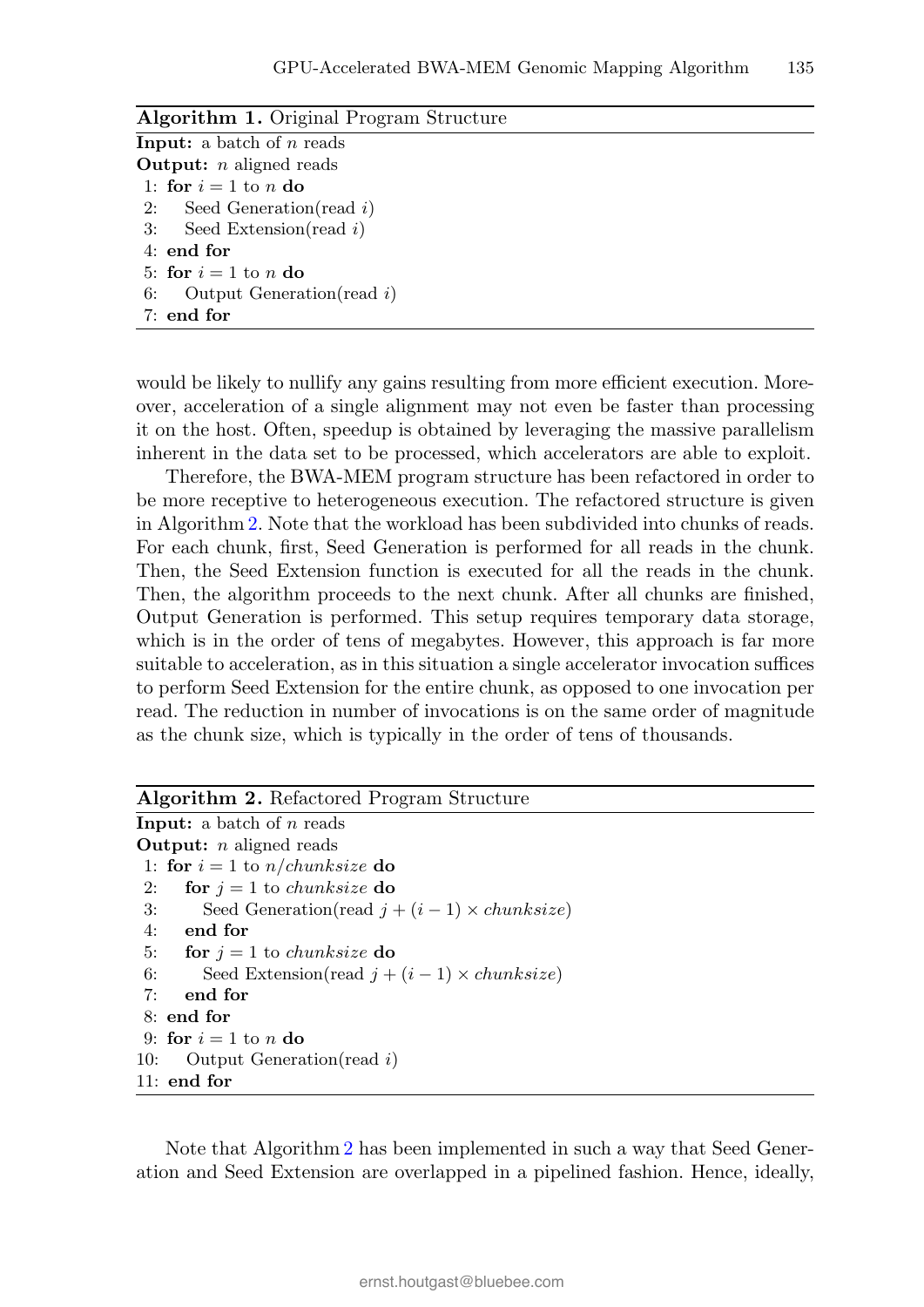**Algorithm 1.** Original Program Structure

```
Input: a batch of n reads
Output: n aligned reads
 1: for i = 1 to n do
 2:     Seed Generation(read i)
 3:     Seed Extension(read i)
 4: end for
 5: for i = 1 to n do
 6:     Output Generation(read i)
 7: end for
```

would be likely to nullify any gains resulting from more efficient execution. Moreover, acceleration of a single alignment may not even be faster than processing it on the host. Often, speedup is obtained by leveraging the massive parallelism inherent in the data set to be processed, which accelerators are able to exploit.

Therefore, the BWA-MEM program structure has been refactored in order to be more receptive to heterogeneous execution. The refactored structure is given in Algorithm 2. Note that the workload has been subdivided into chunks of reads. For each chunk, first, Seed Generation is performed for all reads in the chunk. Then, the Seed Extension function is executed for all the reads in the chunk. Then, the algorithm proceeds to the next chunk. After all chunks are finished, Output Generation is performed. This setup requires temporary data storage, which is in the order of tens of megabytes. However, this approach is far more suitable to acceleration, as in this situation a single accelerator invocation suffices to perform Seed Extension for the entire chunk, as opposed to one invocation per read. The reduction in number of invocations is on the same order of magnitude as the chunk size, which is typically in the order of tens of thousands.

**Algorithm 2.** Refactored Program Structure

```
Input: a batch of n reads
Output: n aligned reads
 1: for i = 1 to n/chunksize do
 2:     for j = 1 to chunksize do
 3:         Seed Generation(read j + (i − 1) × chunksize)
 4:     end for
 5:     for j = 1 to chunksize do
 6:         Seed Extension(read j + (i − 1) × chunksize)
 7:     end for
 8: end for
 9: for i = 1 to n do
10:     Output Generation(read i)
11: end for
```

Note that Algorithm 2 has been implemented in such a way that Seed Generation and Seed Extension are overlapped in a pipelined fashion. Hence, ideally,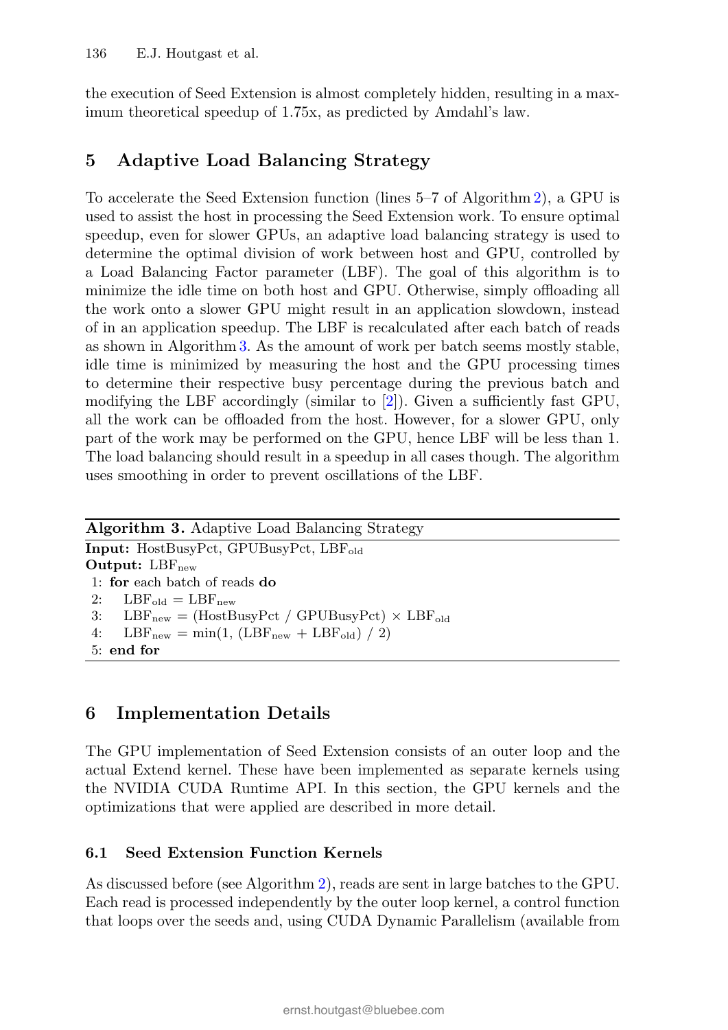the execution of Seed Extension is almost completely hidden, resulting in a maximum theoretical speedup of 1.75x, as predicted by Amdahl's law.

## 5 Adaptive Load Balancing Strategy

To accelerate the Seed Extension function (lines 5–7 of Algorithm 2), a GPU is used to assist the host in processing the Seed Extension work. To ensure optimal speedup, even for slower GPUs, an adaptive load balancing strategy is used to determine the optimal division of work between host and GPU, controlled by a Load Balancing Factor parameter (LBF). The goal of this algorithm is to minimize the idle time on both host and GPU. Otherwise, simply offloading all the work onto a slower GPU might result in an application slowdown, instead of in an application speedup. The LBF is recalculated after each batch of reads as shown in Algorithm 3. As the amount of work per batch seems mostly stable, idle time is minimized by measuring the host and the GPU processing times to determine their respective busy percentage during the previous batch and modifying the LBF accordingly (similar to [2]). Given a sufficiently fast GPU, all the work can be offloaded from the host. However, for a slower GPU, only part of the work may be performed on the GPU, hence LBF will be less than 1. The load balancing should result in a speedup in all cases though. The algorithm uses smoothing in order to prevent oscillations of the LBF.

**Algorithm 3.** Adaptive Load Balancing Strategy

**Input:** HostBusyPct, GPUBusyPct, $\text{LBF}_{\text{old}}$
**Output:** $\text{LBF}_{\text{new}}$
1: **for** each batch of reads **do**
2: $\quad \text{LBF}_{\text{old}} = \text{LBF}_{\text{new}}$
3: $\quad \text{LBF}_{\text{new}} = (\text{HostBusyPct} \,/\, \text{GPUBusyPct}) \times \text{LBF}_{\text{old}}$
4: $\quad \text{LBF}_{\text{new}} = \min(1, (\text{LBF}_{\text{new}} + \text{LBF}_{\text{old}}) \,/\, 2)$
5: **end for**

## 6 Implementation Details

The GPU implementation of Seed Extension consists of an outer loop and the actual Extend kernel. These have been implemented as separate kernels using the NVIDIA CUDA Runtime API. In this section, the GPU kernels and the optimizations that were applied are described in more detail.

### 6.1 Seed Extension Function Kernels

As discussed before (see Algorithm 2), reads are sent in large batches to the GPU. Each read is processed independently by the outer loop kernel, a control function that loops over the seeds and, using CUDA Dynamic Parallelism (available from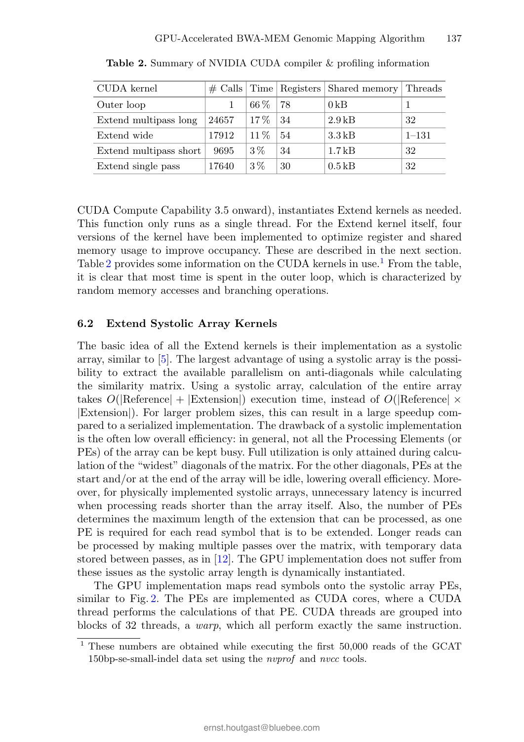**Table 2.** Summary of NVIDIA CUDA compiler & profiling information

| CUDA kernel | # Calls | Time | Registers | Shared memory | Threads |
|---|---|---|---|---|---|
| Outer loop | 1 | 66 % | 78 | 0 kB | 1 |
| Extend multipass long | 24657 | 17 % | 34 | 2.9 kB | 32 |
| Extend wide | 17912 | 11 % | 54 | 3.3 kB | 1–131 |
| Extend multipass short | 9695 | 3 % | 34 | 1.7 kB | 32 |
| Extend single pass | 17640 | 3 % | 30 | 0.5 kB | 32 |

CUDA Compute Capability 3.5 onward), instantiates Extend kernels as needed. This function only runs as a single thread. For the Extend kernel itself, four versions of the kernel have been implemented to optimize register and shared memory usage to improve occupancy. These are described in the next section. Table 2 provides some information on the CUDA kernels in use.[1] From the table, it is clear that most time is spent in the outer loop, which is characterized by random memory accesses and branching operations.

### 6.2 Extend Systolic Array Kernels

The basic idea of all the Extend kernels is their implementation as a systolic array, similar to [5]. The largest advantage of using a systolic array is the possibility to extract the available parallelism on anti-diagonals while calculating the similarity matrix. Using a systolic array, calculation of the entire array takes $O(|\text{Reference}| + |\text{Extension}|)$ execution time, instead of $O(|\text{Reference}| \times |\text{Extension}|)$. For larger problem sizes, this can result in a large speedup compared to a serialized implementation. The drawback of a systolic implementation is the often low overall efficiency: in general, not all the Processing Elements (or PEs) of the array can be kept busy. Full utilization is only attained during calculation of the "widest" diagonals of the matrix. For the other diagonals, PEs at the start and/or at the end of the array will be idle, lowering overall efficiency. Moreover, for physically implemented systolic arrays, unnecessary latency is incurred when processing reads shorter than the array itself. Also, the number of PEs determines the maximum length of the extension that can be processed, as one PE is required for each read symbol that is to be extended. Longer reads can be processed by making multiple passes over the matrix, with temporary data stored between passes, as in [12]. The GPU implementation does not suffer from these issues as the systolic array length is dynamically instantiated.

The GPU implementation maps read symbols onto the systolic array PEs, similar to Fig. 2. The PEs are implemented as CUDA cores, where a CUDA thread performs the calculations of that PE. CUDA threads are grouped into blocks of 32 threads, a *warp*, which all perform exactly the same instruction.

[1] These numbers are obtained while executing the first 50,000 reads of the GCAT 150bp-se-small-indel data set using the *nvprof* and *nvcc* tools.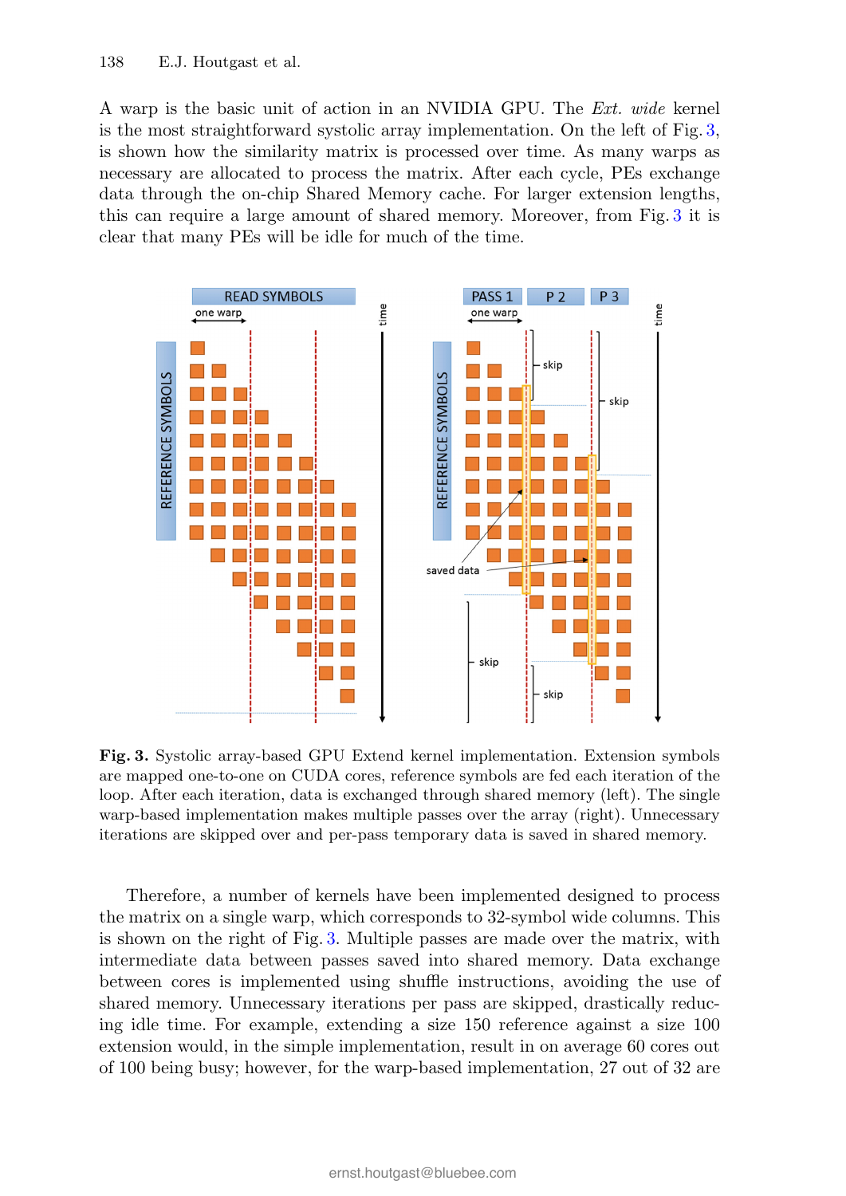A warp is the basic unit of action in an NVIDIA GPU. The *Ext. wide* kernel is the most straightforward systolic array implementation. On the left of Fig. 3, is shown how the similarity matrix is processed over time. As many warps as necessary are allocated to process the matrix. After each cycle, PEs exchange data through the on-chip Shared Memory cache. For larger extension lengths, this can require a large amount of shared memory. Moreover, from Fig. 3 it is clear that many PEs will be idle for much of the time.

**Fig. 3.** Systolic array-based GPU Extend kernel implementation. Extension symbols are mapped one-to-one on CUDA cores, reference symbols are fed each iteration of the loop. After each iteration, data is exchanged through shared memory (left). The single warp-based implementation makes multiple passes over the array (right). Unnecessary iterations are skipped over and per-pass temporary data is saved in shared memory.

Therefore, a number of kernels have been implemented designed to process the matrix on a single warp, which corresponds to 32-symbol wide columns. This is shown on the right of Fig. 3. Multiple passes are made over the matrix, with intermediate data between passes saved into shared memory. Data exchange between cores is implemented using shuffle instructions, avoiding the use of shared memory. Unnecessary iterations per pass are skipped, drastically reducing idle time. For example, extending a size 150 reference against a size 100 extension would, in the simple implementation, result in on average 60 cores out of 100 being busy; however, for the warp-based implementation, 27 out of 32 are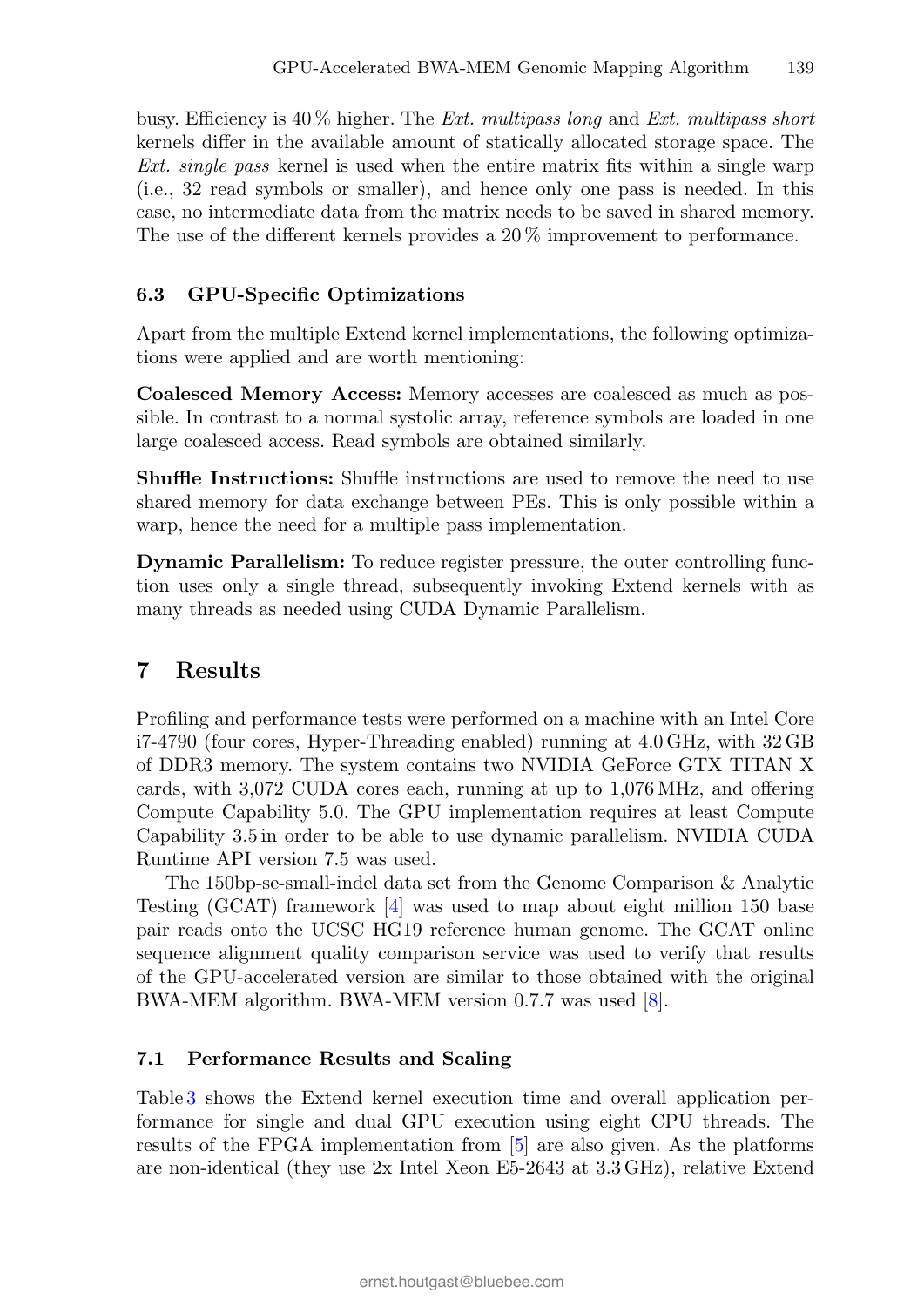busy. Efficiency is 40 % higher. The *Ext. multipass long* and *Ext. multipass short* kernels differ in the available amount of statically allocated storage space. The *Ext. single pass* kernel is used when the entire matrix fits within a single warp (i.e., 32 read symbols or smaller), and hence only one pass is needed. In this case, no intermediate data from the matrix needs to be saved in shared memory. The use of the different kernels provides a 20 % improvement to performance.

### 6.3 GPU-Specific Optimizations

Apart from the multiple Extend kernel implementations, the following optimizations were applied and are worth mentioning:

**Coalesced Memory Access:** Memory accesses are coalesced as much as possible. In contrast to a normal systolic array, reference symbols are loaded in one large coalesced access. Read symbols are obtained similarly.

**Shuffle Instructions:** Shuffle instructions are used to remove the need to use shared memory for data exchange between PEs. This is only possible within a warp, hence the need for a multiple pass implementation.

**Dynamic Parallelism:** To reduce register pressure, the outer controlling function uses only a single thread, subsequently invoking Extend kernels with as many threads as needed using CUDA Dynamic Parallelism.

## 7 Results

Profiling and performance tests were performed on a machine with an Intel Core i7-4790 (four cores, Hyper-Threading enabled) running at 4.0 GHz, with 32 GB of DDR3 memory. The system contains two NVIDIA GeForce GTX TITAN X cards, with 3,072 CUDA cores each, running at up to 1,076 MHz, and offering Compute Capability 5.0. The GPU implementation requires at least Compute Capability 3.5 in order to be able to use dynamic parallelism. NVIDIA CUDA Runtime API version 7.5 was used.

The 150bp-se-small-indel data set from the Genome Comparison & Analytic Testing (GCAT) framework [4] was used to map about eight million 150 base pair reads onto the UCSC HG19 reference human genome. The GCAT online sequence alignment quality comparison service was used to verify that results of the GPU-accelerated version are similar to those obtained with the original BWA-MEM algorithm. BWA-MEM version 0.7.7 was used [8].

### 7.1 Performance Results and Scaling

Table 3 shows the Extend kernel execution time and overall application performance for single and dual GPU execution using eight CPU threads. The results of the FPGA implementation from [5] are also given. As the platforms are non-identical (they use 2x Intel Xeon E5-2643 at 3.3 GHz), relative Extend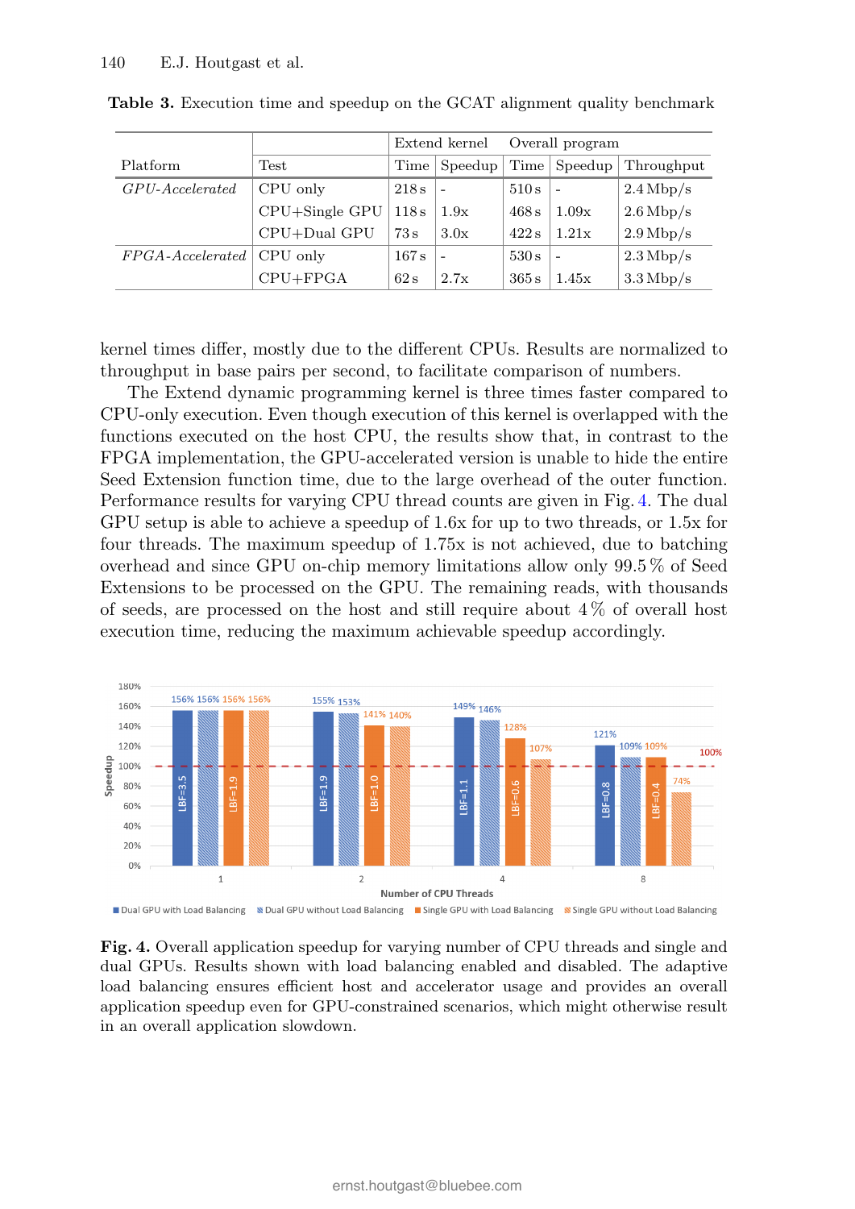**Table 3.** Execution time and speedup on the GCAT alignment quality benchmark

| | | Extend kernel | | Overall program | | |
|---|---|---|---|---|---|---|
| Platform | Test | Time | Speedup | Time | Speedup | Throughput |
| *GPU-Accelerated* | CPU only | 218 s | - | 510 s | - | 2.4 Mbp/s |
| | CPU+Single GPU | 118 s | 1.9x | 468 s | 1.09x | 2.6 Mbp/s |
| | CPU+Dual GPU | 73 s | 3.0x | 422 s | 1.21x | 2.9 Mbp/s |
| *FPGA-Accelerated* | CPU only | 167 s | - | 530 s | - | 2.3 Mbp/s |
| | CPU+FPGA | 62 s | 2.7x | 365 s | 1.45x | 3.3 Mbp/s |

kernel times differ, mostly due to the different CPUs. Results are normalized to throughput in base pairs per second, to facilitate comparison of numbers.

The Extend dynamic programming kernel is three times faster compared to CPU-only execution. Even though execution of this kernel is overlapped with the functions executed on the host CPU, the results show that, in contrast to the FPGA implementation, the GPU-accelerated version is unable to hide the entire Seed Extension function time, due to the large overhead of the outer function. Performance results for varying CPU thread counts are given in Fig. 4. The dual GPU setup is able to achieve a speedup of 1.6x for up to two threads, or 1.5x for four threads. The maximum speedup of 1.75x is not achieved, due to batching overhead and since GPU on-chip memory limitations allow only 99.5 % of Seed Extensions to be processed on the GPU. The remaining reads, with thousands of seeds, are processed on the host and still require about 4 % of overall host execution time, reducing the maximum achievable speedup accordingly.

**Fig. 4.** Overall application speedup for varying number of CPU threads and single and dual GPUs. Results shown with load balancing enabled and disabled. The adaptive load balancing ensures efficient host and accelerator usage and provides an overall application speedup even for GPU-constrained scenarios, which might otherwise result in an overall application slowdown.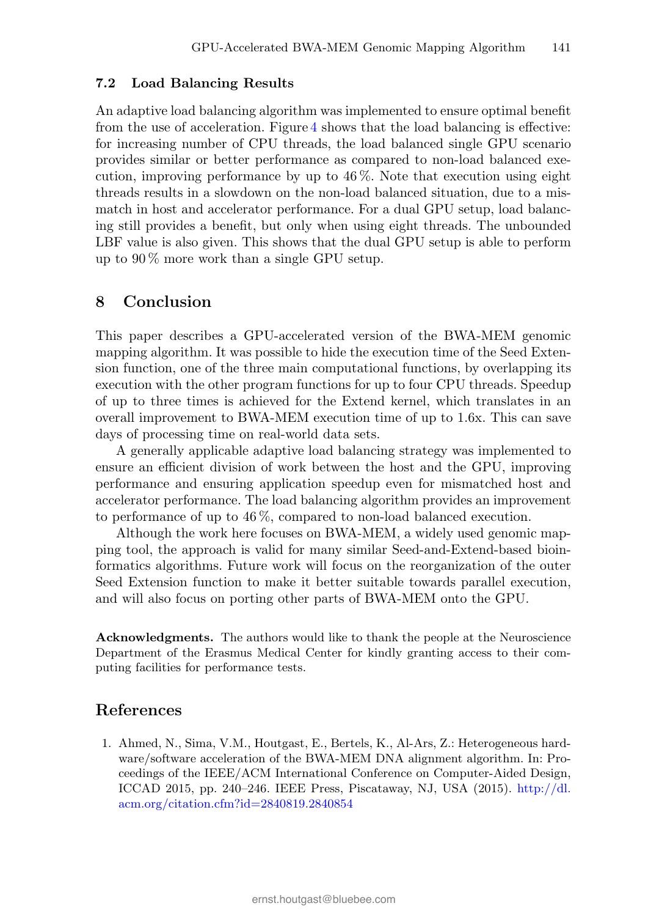### 7.2 Load Balancing Results

An adaptive load balancing algorithm was implemented to ensure optimal benefit from the use of acceleration. Figure 4 shows that the load balancing is effective: for increasing number of CPU threads, the load balanced single GPU scenario provides similar or better performance as compared to non-load balanced execution, improving performance by up to 46 %. Note that execution using eight threads results in a slowdown on the non-load balanced situation, due to a mismatch in host and accelerator performance. For a dual GPU setup, load balancing still provides a benefit, but only when using eight threads. The unbounded LBF value is also given. This shows that the dual GPU setup is able to perform up to 90 % more work than a single GPU setup.

## 8 Conclusion

This paper describes a GPU-accelerated version of the BWA-MEM genomic mapping algorithm. It was possible to hide the execution time of the Seed Extension function, one of the three main computational functions, by overlapping its execution with the other program functions for up to four CPU threads. Speedup of up to three times is achieved for the Extend kernel, which translates in an overall improvement to BWA-MEM execution time of up to 1.6x. This can save days of processing time on real-world data sets.

A generally applicable adaptive load balancing strategy was implemented to ensure an efficient division of work between the host and the GPU, improving performance and ensuring application speedup even for mismatched host and accelerator performance. The load balancing algorithm provides an improvement to performance of up to 46 %, compared to non-load balanced execution.

Although the work here focuses on BWA-MEM, a widely used genomic mapping tool, the approach is valid for many similar Seed-and-Extend-based bioinformatics algorithms. Future work will focus on the reorganization of the outer Seed Extension function to make it better suitable towards parallel execution, and will also focus on porting other parts of BWA-MEM onto the GPU.

**Acknowledgments.** The authors would like to thank the people at the Neuroscience Department of the Erasmus Medical Center for kindly granting access to their computing facilities for performance tests.

## References

1. Ahmed, N., Sima, V.M., Houtgast, E., Bertels, K., Al-Ars, Z.: Heterogeneous hardware/software acceleration of the BWA-MEM DNA alignment algorithm. In: Proceedings of the IEEE/ACM International Conference on Computer-Aided Design, ICCAD 2015, pp. 240–246. IEEE Press, Piscataway, NJ, USA (2015). http://dl.acm.org/citation.cfm?id=2840819.2840854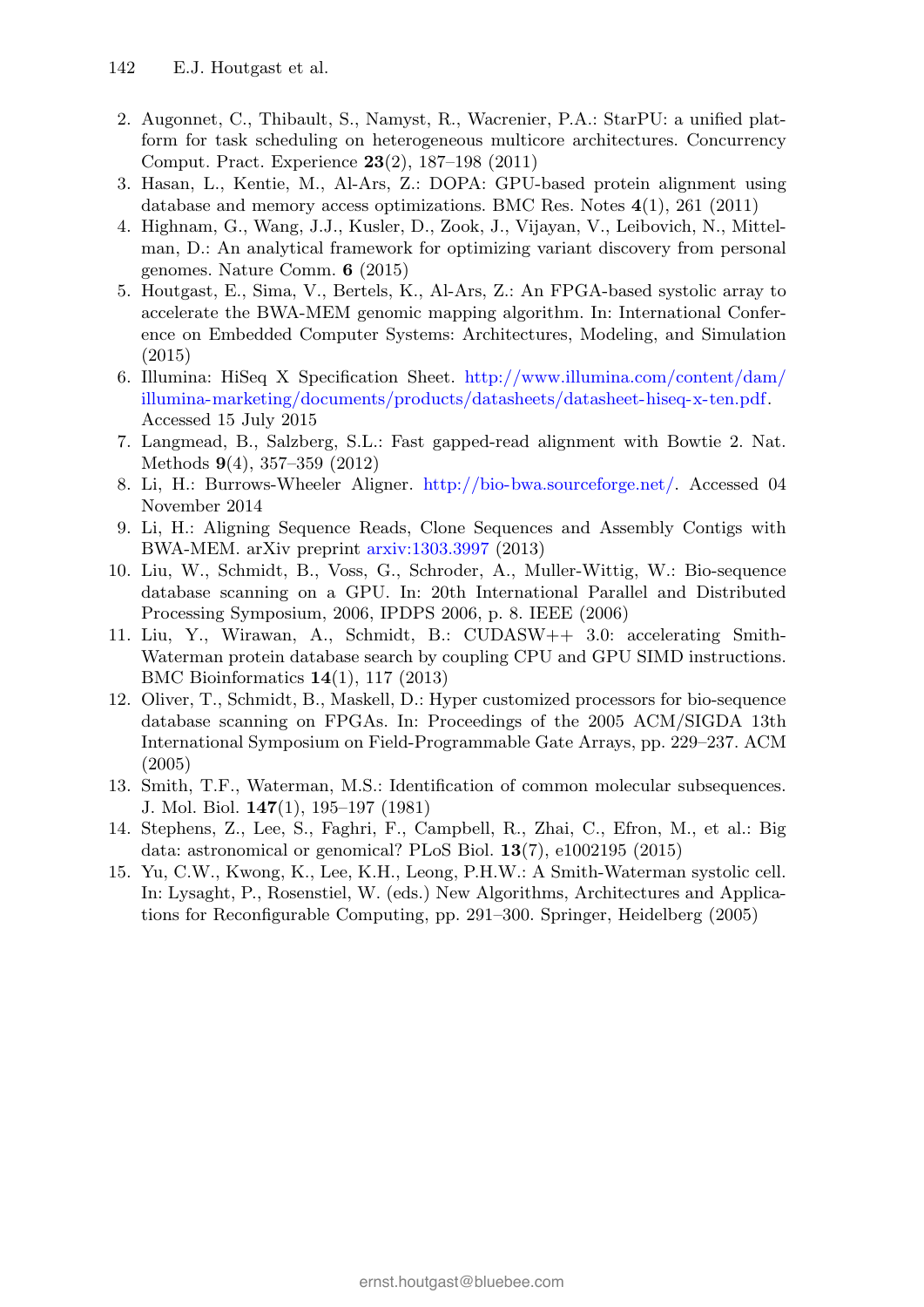2. Augonnet, C., Thibault, S., Namyst, R., Wacrenier, P.A.: StarPU: a unified platform for task scheduling on heterogeneous multicore architectures. Concurrency Comput. Pract. Experience **23**(2), 187–198 (2011)
3. Hasan, L., Kentie, M., Al-Ars, Z.: DOPA: GPU-based protein alignment using database and memory access optimizations. BMC Res. Notes **4**(1), 261 (2011)
4. Highnam, G., Wang, J.J., Kusler, D., Zook, J., Vijayan, V., Leibovich, N., Mittelman, D.: An analytical framework for optimizing variant discovery from personal genomes. Nature Comm. **6** (2015)
5. Houtgast, E., Sima, V., Bertels, K., Al-Ars, Z.: An FPGA-based systolic array to accelerate the BWA-MEM genomic mapping algorithm. In: International Conference on Embedded Computer Systems: Architectures, Modeling, and Simulation (2015)
6. Illumina: HiSeq X Specification Sheet. http://www.illumina.com/content/dam/illumina-marketing/documents/products/datasheets/datasheet-hiseq-x-ten.pdf. Accessed 15 July 2015
7. Langmead, B., Salzberg, S.L.: Fast gapped-read alignment with Bowtie 2. Nat. Methods **9**(4), 357–359 (2012)
8. Li, H.: Burrows-Wheeler Aligner. http://bio-bwa.sourceforge.net/. Accessed 04 November 2014
9. Li, H.: Aligning Sequence Reads, Clone Sequences and Assembly Contigs with BWA-MEM. arXiv preprint arxiv:1303.3997 (2013)
10. Liu, W., Schmidt, B., Voss, G., Schroder, A., Muller-Wittig, W.: Bio-sequence database scanning on a GPU. In: 20th International Parallel and Distributed Processing Symposium, 2006, IPDPS 2006, p. 8. IEEE (2006)
11. Liu, Y., Wirawan, A., Schmidt, B.: CUDASW++ 3.0: accelerating Smith-Waterman protein database search by coupling CPU and GPU SIMD instructions. BMC Bioinformatics **14**(1), 117 (2013)
12. Oliver, T., Schmidt, B., Maskell, D.: Hyper customized processors for bio-sequence database scanning on FPGAs. In: Proceedings of the 2005 ACM/SIGDA 13th International Symposium on Field-Programmable Gate Arrays, pp. 229–237. ACM (2005)
13. Smith, T.F., Waterman, M.S.: Identification of common molecular subsequences. J. Mol. Biol. **147**(1), 195–197 (1981)
14. Stephens, Z., Lee, S., Faghri, F., Campbell, R., Zhai, C., Efron, M., et al.: Big data: astronomical or genomical? PLoS Biol. **13**(7), e1002195 (2015)
15. Yu, C.W., Kwong, K., Lee, K.H., Leong, P.H.W.: A Smith-Waterman systolic cell. In: Lysaght, P., Rosenstiel, W. (eds.) New Algorithms, Architectures and Applications for Reconfigurable Computing, pp. 291–300. Springer, Heidelberg (2005)